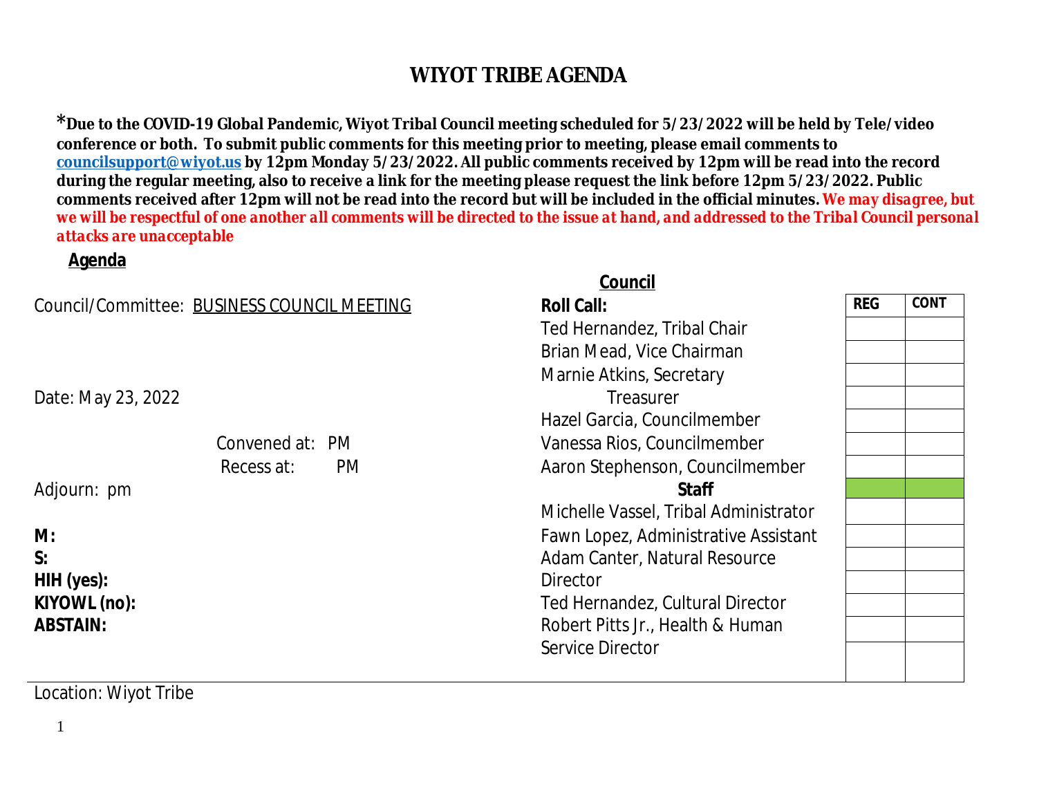# WIYOT TRIBE AGENDA

***Due to the COVID-19 Global Pandemic, Wiyot Tribal Council meeting scheduled for 5/23/2022 will be held by Tele/video conference or both. To submit public comments for this meeting prior to meeting, please email comments to [councilsupport@wiyot.us](mailto:councilsupport@wiyot.us) by 12pm Monday 5/23/2022. All public comments received by 12pm will be read into the record during the regular meeting, also to receive a link for the meeting please request the link before 12pm 5/23/2022. Public comments received after 12pm will not be read into the record but will be included in the official minutes.** ***We may disagree, but we will be respectful of one another all comments will be directed to the issue at hand, and addressed to the Tribal Council personal attacks are unacceptable***

**Agenda**

Council/Committee: BUSINESS COUNCIL MEETING

Date: May 23, 2022

Convened at: PM

Recess at: PM

Adjourn: pm

**M:**

**S:**

**HIH (yes):**

**KIYOWL (no):**

**ABSTAIN:**

Location: Wiyot Tribe

**Council**

| Roll Call: | REG | CONT |
|---|---|---|
| Ted Hernandez, Tribal Chair | | |
| Brian Mead, Vice Chairman | | |
| Marnie Atkins, Secretary | | |
| Treasurer | | |
| Hazel Garcia, Councilmember | | |
| Vanessa Rios, Councilmember | | |
| Aaron Stephenson, Councilmember | | |
| **Staff** | | |
| Michelle Vassel, Tribal Administrator | | |
| Fawn Lopez, Administrative Assistant | | |
| Adam Canter, Natural Resource Director | | |
| Ted Hernandez, Cultural Director | | |
| Robert Pitts Jr., Health & Human Service Director | | |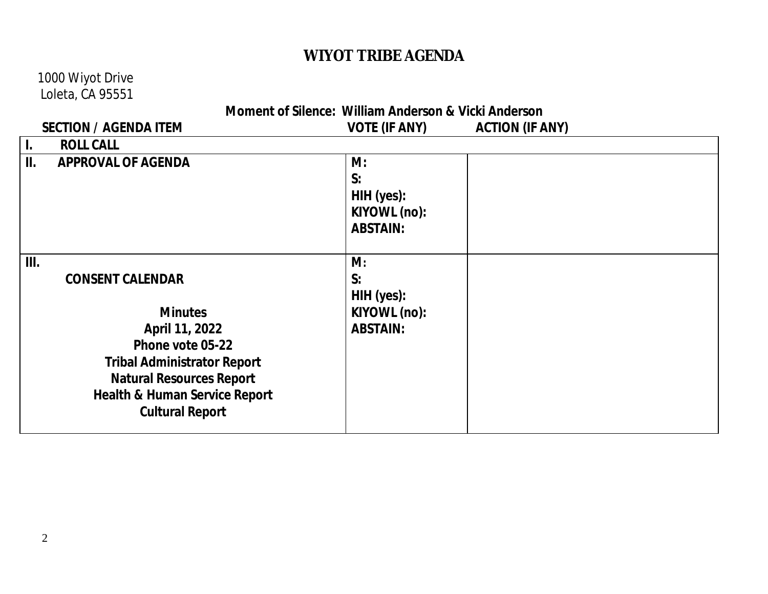# WIYOT TRIBE AGENDA

1000 Wiyot Drive
Loleta, CA 95551

**Moment of Silence: William Anderson & Vicki Anderson**

| SECTION / AGENDA ITEM | VOTE (IF ANY) | ACTION (IF ANY) |
|---|---|---|
| **I. ROLL CALL** | | |
| **II. APPROVAL OF AGENDA** | **M:**<br>**S:**<br>**HIH (yes):**<br>**KIYOWL (no):**<br>**ABSTAIN:** | |
| **III.**<br>**CONSENT CALENDAR**<br><br>**Minutes**<br>**April 11, 2022**<br>**Phone vote 05-22**<br>**Tribal Administrator Report**<br>**Natural Resources Report**<br>**Health & Human Service Report**<br>**Cultural Report** | **M:**<br>**S:**<br>**HIH (yes):**<br>**KIYOWL (no):**<br>**ABSTAIN:** | |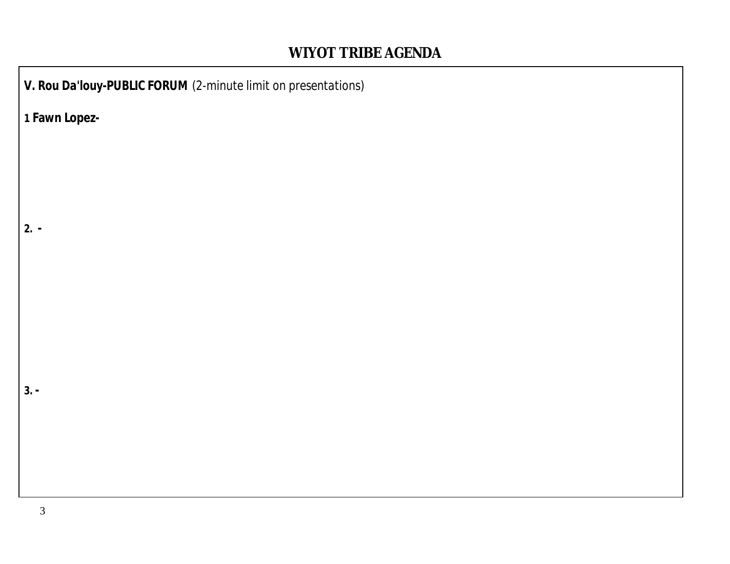# WIYOT TRIBE AGENDA

**V. Rou Da'louy-PUBLIC FORUM** (2-minute limit on presentations)

**1 Fawn Lopez-**

**2. -**

**3. -**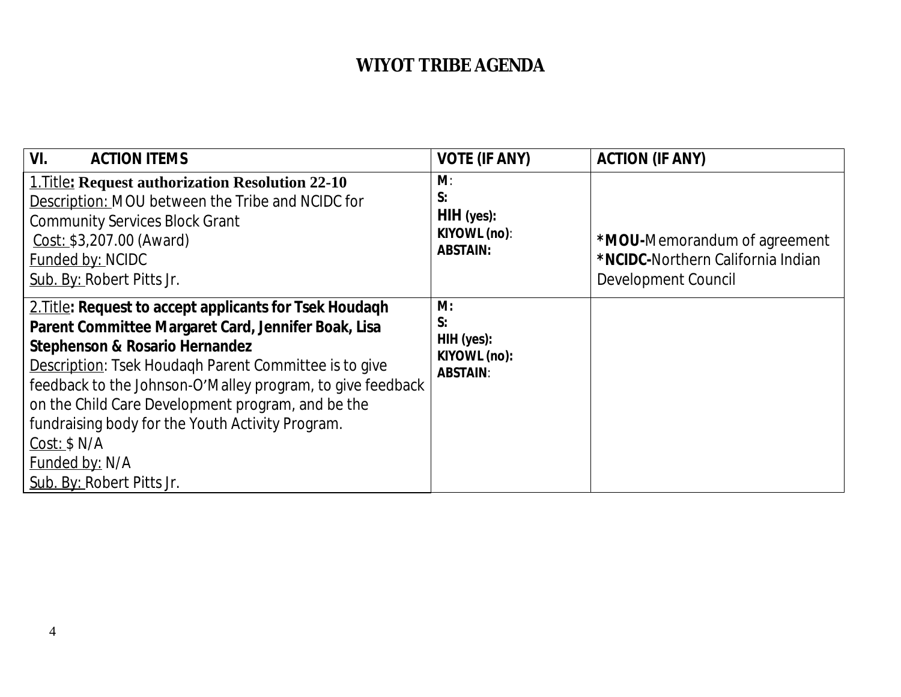# WIYOT TRIBE AGENDA

| VI. ACTION ITEMS | VOTE (IF ANY) | ACTION (IF ANY) |
|---|---|---|
| 1.Title**: Request authorization Resolution 22-10**<br>Description: MOU between the Tribe and NCIDC for Community Services Block Grant<br>Cost: $3,207.00 (Award)<br>Funded by: NCIDC<br>Sub. By: Robert Pitts Jr. | **M**:<br>**S:**<br>**HIH (yes):**<br>**KIYOWL (no)**:<br>**ABSTAIN:** | ***MOU-**Memorandum of agreement<br>***NCIDC-**Northern California Indian Development Council |
| 2.Title**: Request to accept applicants for Tsek Houdaqh Parent Committee Margaret Card, Jennifer Boak, Lisa Stephenson & Rosario Hernandez**<br>Description: Tsek Houdaqh Parent Committee is to give feedback to the Johnson-O'Malley program, to give feedback on the Child Care Development program, and be the fundraising body for the Youth Activity Program.<br>Cost: $ N/A<br>Funded by: N/A<br>Sub. By: Robert Pitts Jr. | **M:**<br>**S:**<br>**HIH (yes):**<br>**KIYOWL (no):**<br>**ABSTAIN**: | |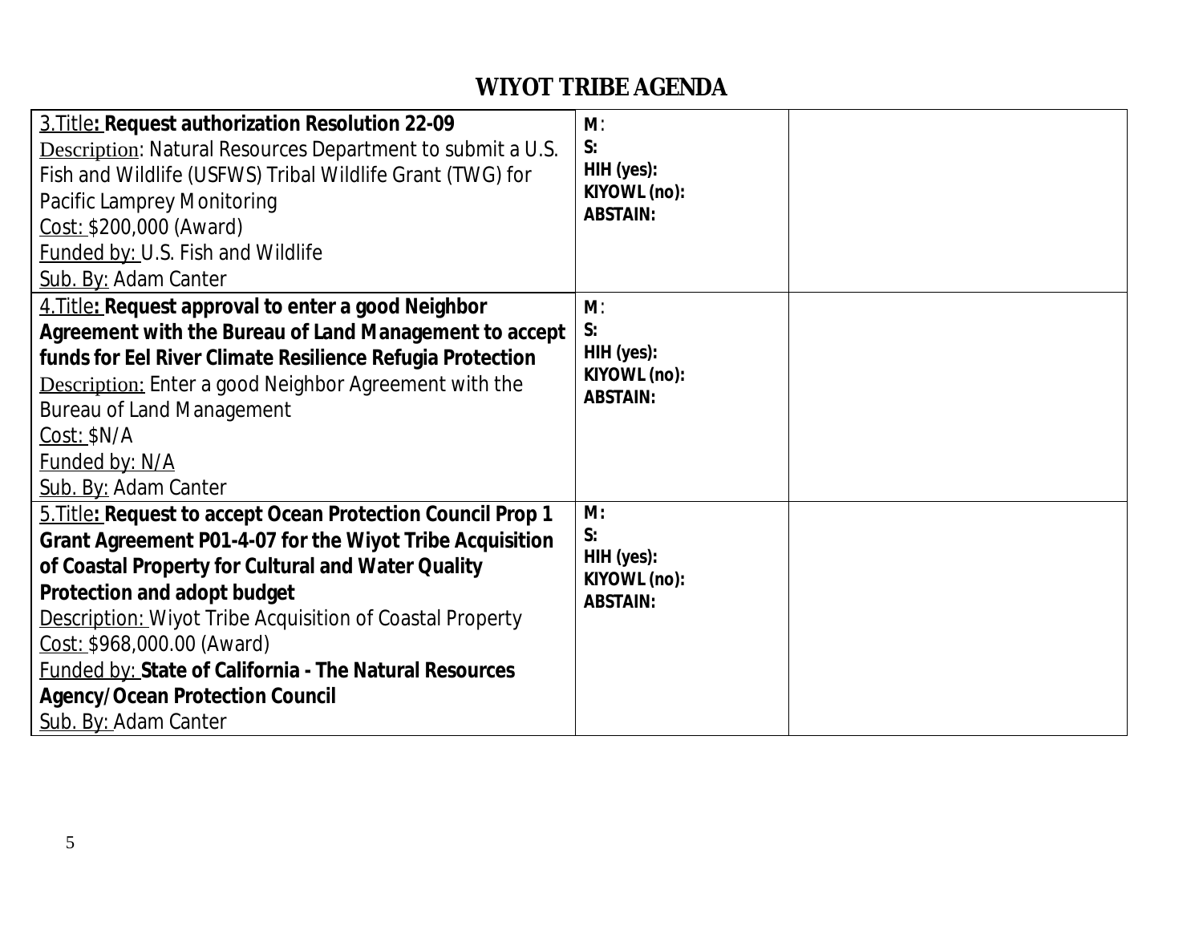# WIYOT TRIBE AGENDA

| | | |
|---|---|---|
| 3.Title: **Request authorization Resolution 22-09**<br>Description: Natural Resources Department to submit a U.S. Fish and Wildlife (USFWS) Tribal Wildlife Grant (TWG) for Pacific Lamprey Monitoring<br>Cost: $200,000 (Award)<br>Funded by: U.S. Fish and Wildlife<br>Sub. By: Adam Canter | **M**:<br>**S:**<br>**HIH (yes):**<br>**KIYOWL (no):**<br>**ABSTAIN:** | |
| 4.Title: **Request approval to enter a good Neighbor Agreement with the Bureau of Land Management to accept funds for Eel River Climate Resilience Refugia Protection**<br>Description: Enter a good Neighbor Agreement with the Bureau of Land Management<br>Cost: $N/A<br>Funded by: N/A<br>Sub. By: Adam Canter | **M**:<br>**S:**<br>**HIH (yes):**<br>**KIYOWL (no):**<br>**ABSTAIN:** | |
| 5.Title: **Request to accept Ocean Protection Council Prop 1 Grant Agreement P01-4-07 for the Wiyot Tribe Acquisition of Coastal Property for Cultural and Water Quality Protection and adopt budget**<br>Description: Wiyot Tribe Acquisition of Coastal Property<br>Cost: $968,000.00 (Award)<br>Funded by: **State of California - The Natural Resources Agency/Ocean Protection Council**<br>Sub. By: Adam Canter | **M**:<br>**S:**<br>**HIH (yes):**<br>**KIYOWL (no):**<br>**ABSTAIN:** | |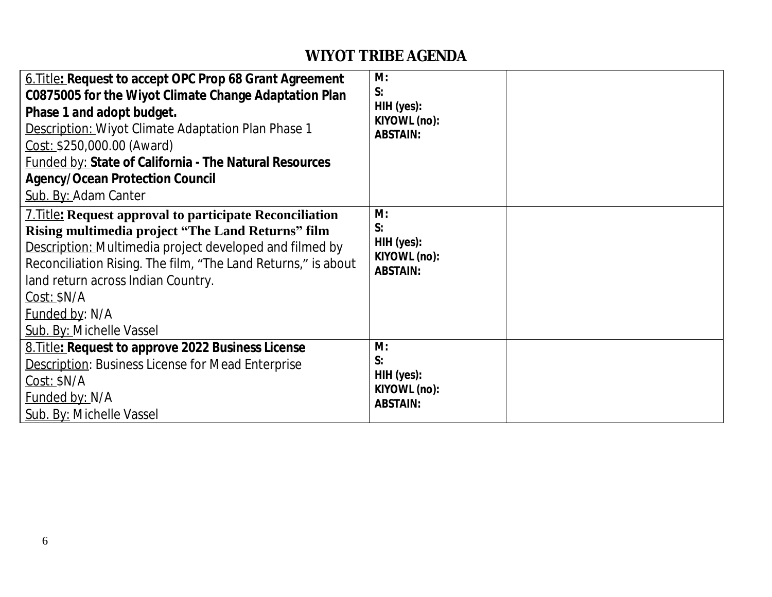# WIYOT TRIBE AGENDA

| | | |
|---|---|---|
| 6.Title**: Request to accept OPC Prop 68 Grant Agreement C0875005 for the Wiyot Climate Change Adaptation Plan Phase 1 and adopt budget.**<br>Description: Wiyot Climate Adaptation Plan Phase 1<br>Cost: $250,000.00 (Award)<br>Funded by: **State of California - The Natural Resources Agency/Ocean Protection Council**<br>Sub. By: Adam Canter | **M:**<br>**S:**<br>**HIH (yes):**<br>**KIYOWL (no):**<br>**ABSTAIN:** | |
| 7.Title**: Request approval to participate Reconciliation Rising multimedia project "The Land Returns" film**<br>Description: Multimedia project developed and filmed by Reconciliation Rising. The film, "The Land Returns," is about land return across Indian Country.<br>Cost: $N/A<br>Funded by: N/A<br>Sub. By: Michelle Vassel | **M:**<br>**S:**<br>**HIH (yes):**<br>**KIYOWL (no):**<br>**ABSTAIN:** | |
| 8.Title**: Request to approve 2022 Business License**<br>Description: Business License for Mead Enterprise<br>Cost: $N/A<br>Funded by: N/A<br>Sub. By: Michelle Vassel | **M:**<br>**S:**<br>**HIH (yes):**<br>**KIYOWL (no):**<br>**ABSTAIN:** | |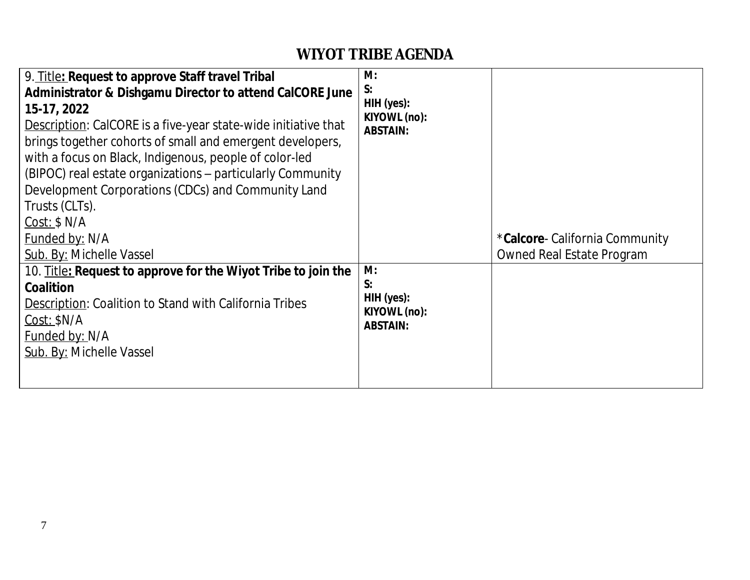# WIYOT TRIBE AGENDA

| | | |
|---|---|---|
| 9. Title**: Request to approve Staff travel Tribal Administrator & Dishgamu Director to attend CalCORE June 15-17, 2022**<br>Description: CalCORE is a five-year state-wide initiative that brings together cohorts of small and emergent developers, with a focus on Black, Indigenous, people of color-led (BIPOC) real estate organizations – particularly Community Development Corporations (CDCs) and Community Land Trusts (CLTs).<br>Cost: $ N/A<br>Funded by: N/A<br>Sub. By: Michelle Vassel | **M:**<br>**S:**<br>**HIH (yes):**<br>**KIYOWL (no):**<br>**ABSTAIN:** | ***Calcore**- California Community Owned Real Estate Program |
| 10. Title**: Request to approve for the Wiyot Tribe to join the Coalition**<br>Description: Coalition to Stand with California Tribes<br>Cost: $N/A<br>Funded by: N/A<br>Sub. By: Michelle Vassel | **M:**<br>**S:**<br>**HIH (yes):**<br>**KIYOWL (no):**<br>**ABSTAIN:** | |